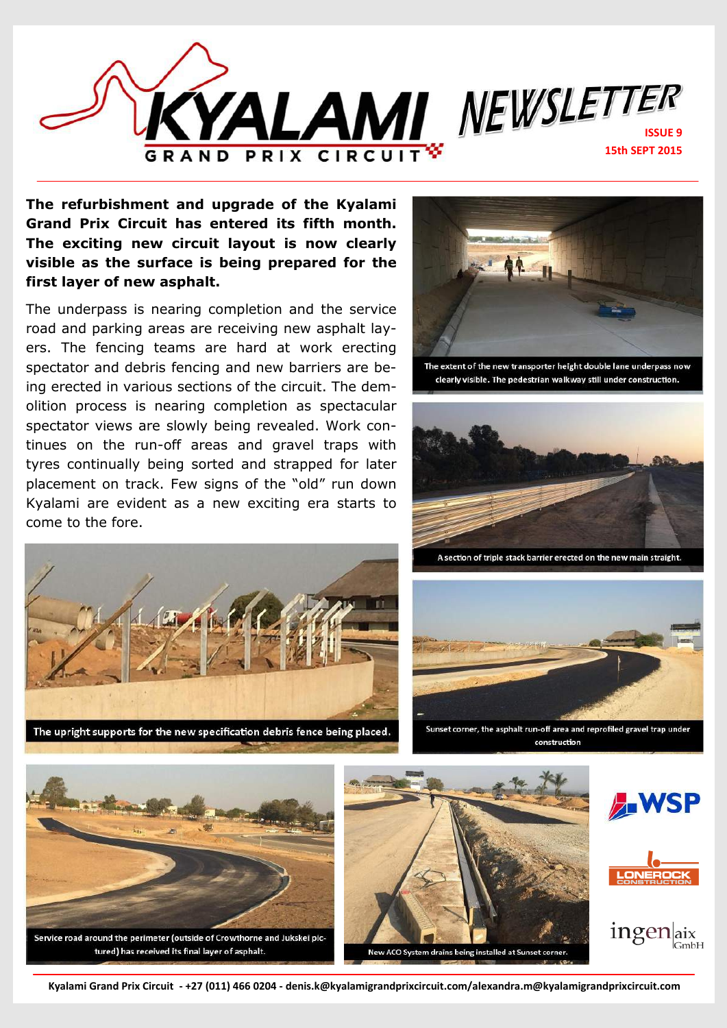# KYALAMI GRAND PRIX CIRCUIT NEWSLETTER

**ISSUE 9**
**15th SEPT 2015**

**The refurbishment and upgrade of the Kyalami Grand Prix Circuit has entered its fifth month. The exciting new circuit layout is now clearly visible as the surface is being prepared for the first layer of new asphalt.**

The underpass is nearing completion and the service road and parking areas are receiving new asphalt layers. The fencing teams are hard at work erecting spectator and debris fencing and new barriers are being erected in various sections of the circuit. The demolition process is nearing completion as spectacular spectator views are slowly being revealed. Work continues on the run-off areas and gravel traps with tyres continually being sorted and strapped for later placement on track. Few signs of the "old" run down Kyalami are evident as a new exciting era starts to come to the fore.

The extent of the new transporter height double lane underpass now clearly visible. The pedestrian walkway still under construction.

A section of triple stack barrier erected on the new main straight.

The upright supports for the new specification debris fence being placed.

Sunset corner, the asphalt run-off area and reprofiled gravel trap under construction

Service road around the perimeter (outside of Crowthorne and Jukskei pictured) has received its final layer of asphalt.

New ACO System drains being installed at Sunset corner.

WSP

LONEROCK CONSTRUCTION

ingen aix GmbH

Kyalami Grand Prix Circuit - +27 (011) 466 0204 - denis.k@kyalamigrandprixcircuit.com/alexandra.m@kyalamigrandprixcircuit.com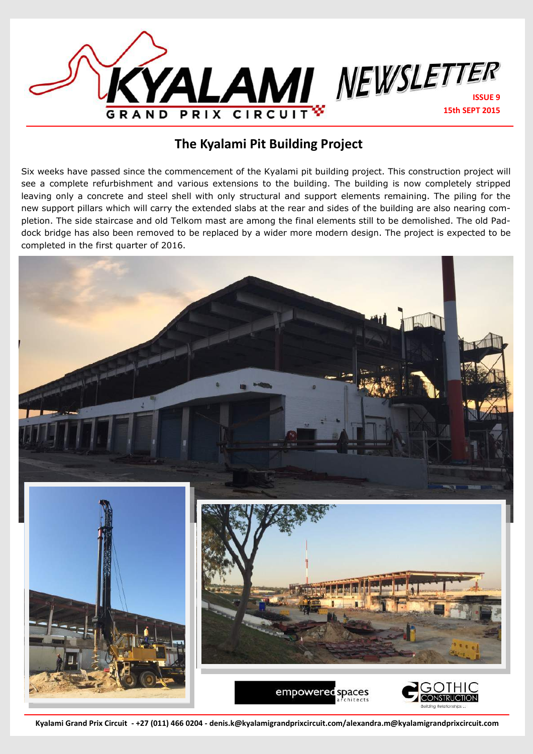# KYALAMI NEWSLETTER

**ISSUE 9**
**15th SEPT 2015**

## The Kyalami Pit Building Project

Six weeks have passed since the commencement of the Kyalami pit building project. This construction project will see a complete refurbishment and various extensions to the building. The building is now completely stripped leaving only a concrete and steel shell with only structural and support elements remaining. The piling for the new support pillars which will carry the extended slabs at the rear and sides of the building are also nearing completion. The side staircase and old Telkom mast are among the final elements still to be demolished. The old Paddock bridge has also been removed to be replaced by a wider more modern design. The project is expected to be completed in the first quarter of 2016.

**Kyalami Grand Prix Circuit - +27 (011) 466 0204 - denis.k@kyalamigrandprixcircuit.com/alexandra.m@kyalamigrandprixcircuit.com**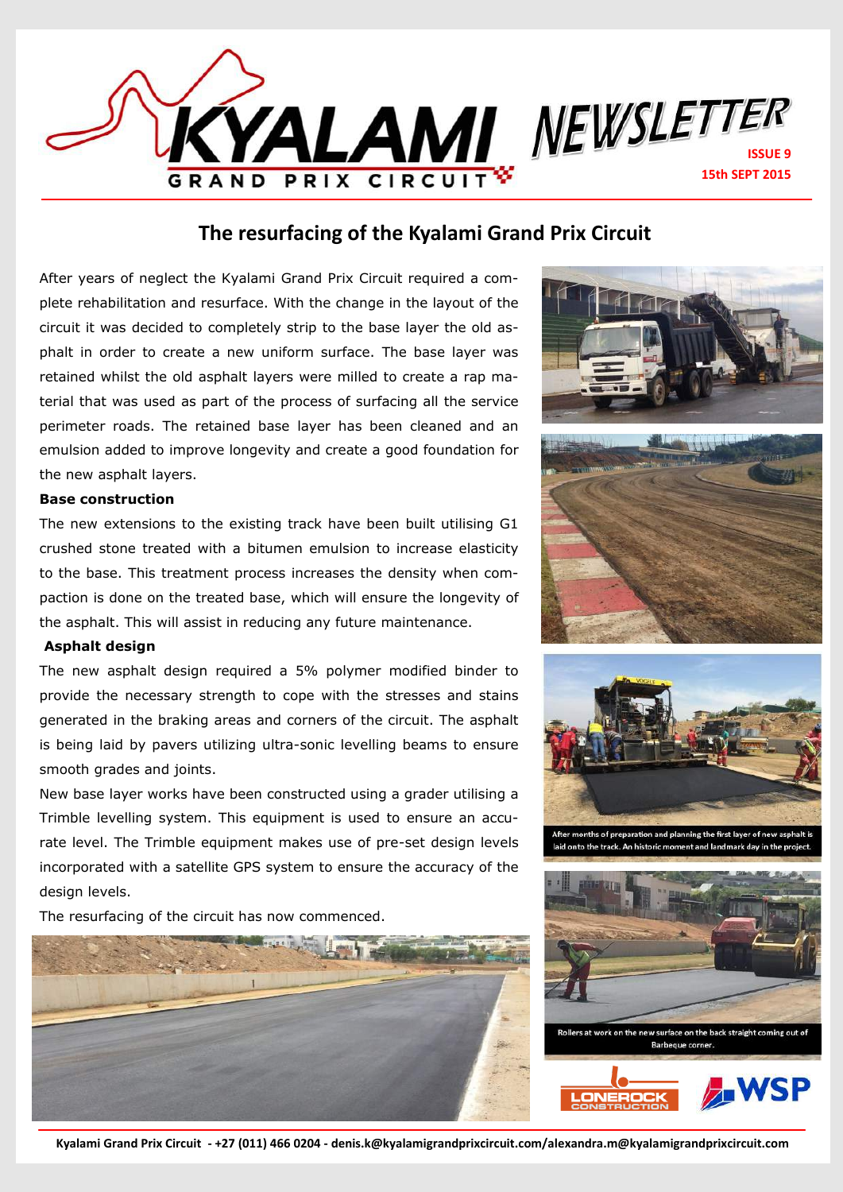# The resurfacing of the Kyalami Grand Prix Circuit

After years of neglect the Kyalami Grand Prix Circuit required a complete rehabilitation and resurface. With the change in the layout of the circuit it was decided to completely strip to the base layer the old asphalt in order to create a new uniform surface. The base layer was retained whilst the old asphalt layers were milled to create a rap material that was used as part of the process of surfacing all the service perimeter roads. The retained base layer has been cleaned and an emulsion added to improve longevity and create a good foundation for the new asphalt layers.

**Base construction**

The new extensions to the existing track have been built utilising G1 crushed stone treated with a bitumen emulsion to increase elasticity to the base. This treatment process increases the density when compaction is done on the treated base, which will ensure the longevity of the asphalt. This will assist in reducing any future maintenance.

**Asphalt design**

The new asphalt design required a 5% polymer modified binder to provide the necessary strength to cope with the stresses and stains generated in the braking areas and corners of the circuit. The asphalt is being laid by pavers utilizing ultra-sonic levelling beams to ensure smooth grades and joints.

New base layer works have been constructed using a grader utilising a Trimble levelling system. This equipment is used to ensure an accurate level. The Trimble equipment makes use of pre-set design levels incorporated with a satellite GPS system to ensure the accuracy of the design levels.

The resurfacing of the circuit has now commenced.

After months of preparation and planning the first layer of new asphalt is laid onto the track. An historic moment and landmark day in the project.

Rollers at work on the new surface on the back straight coming out of Barbeque corner.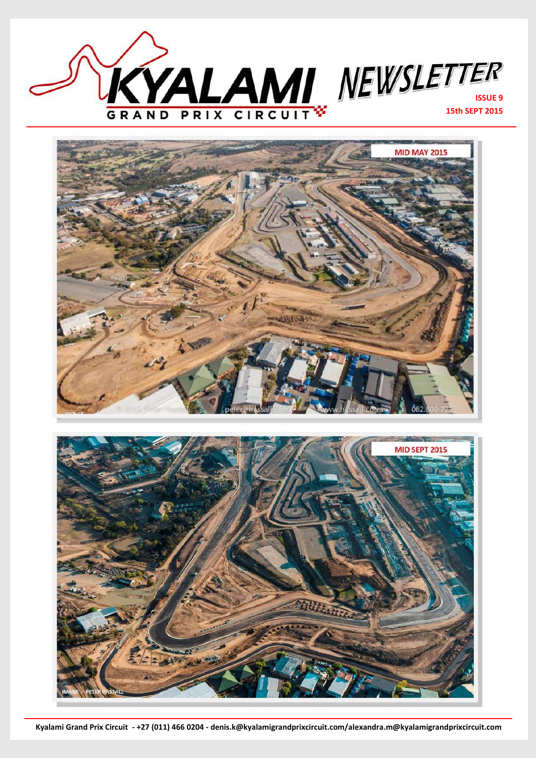# KYALAMI GRAND PRIX CIRCUIT NEWSLETTER

**ISSUE 9**
**15th SEPT 2015**

MID MAY 2015

© 2015 Peter Hassall peter@hassall.co.za www.hassall.co.za 082 800-7225

MID SEPT 2015

IMAGE - PETER HASSALL

**Kyalami Grand Prix Circuit - +27 (011) 466 0204 - denis.k@kyalamigrandprixcircuit.com/alexandra.m@kyalamigrandprixcircuit.com**